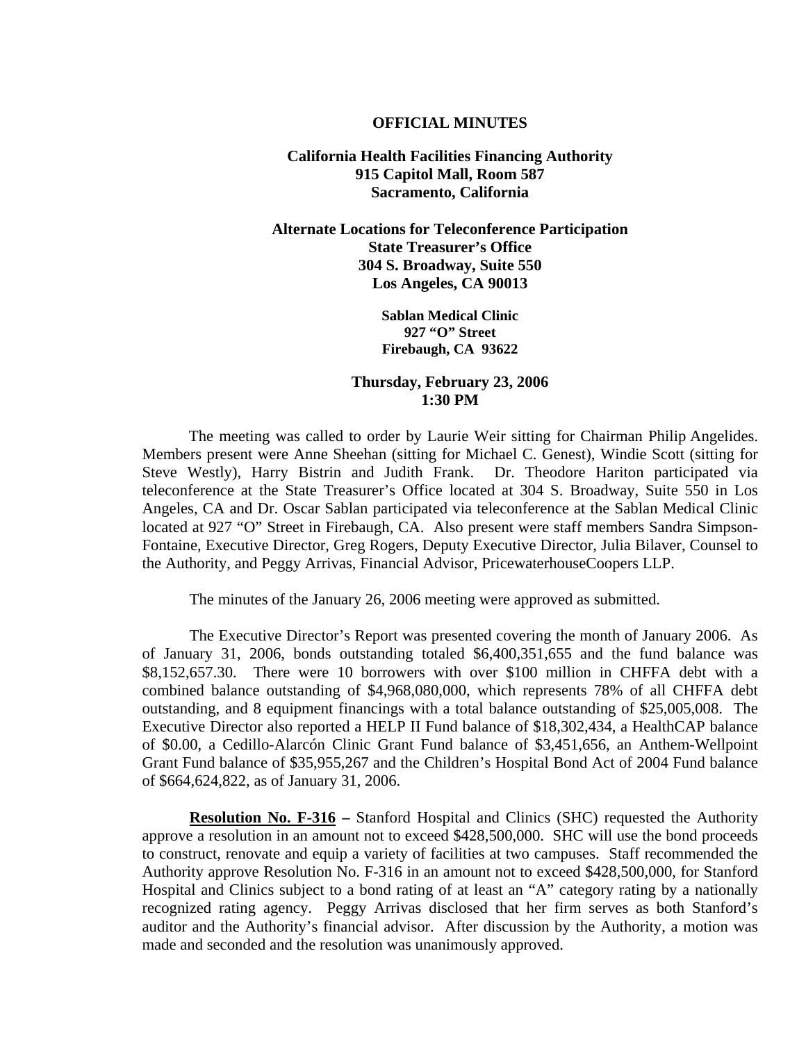**OFFICIAL MINUTES**

**California Health Facilities Financing Authority**
**915 Capitol Mall, Room 587**
**Sacramento, California**

**Alternate Locations for Teleconference Participation**
**State Treasurer's Office**
**304 S. Broadway, Suite 550**
**Los Angeles, CA 90013**

**Sablan Medical Clinic**
**927 "O" Street**
**Firebaugh, CA 93622**

**Thursday, February 23, 2006**
**1:30 PM**

The meeting was called to order by Laurie Weir sitting for Chairman Philip Angelides. Members present were Anne Sheehan (sitting for Michael C. Genest), Windie Scott (sitting for Steve Westly), Harry Bistrin and Judith Frank. Dr. Theodore Hariton participated via teleconference at the State Treasurer's Office located at 304 S. Broadway, Suite 550 in Los Angeles, CA and Dr. Oscar Sablan participated via teleconference at the Sablan Medical Clinic located at 927 "O" Street in Firebaugh, CA. Also present were staff members Sandra Simpson-Fontaine, Executive Director, Greg Rogers, Deputy Executive Director, Julia Bilaver, Counsel to the Authority, and Peggy Arrivas, Financial Advisor, PricewaterhouseCoopers LLP.

The minutes of the January 26, 2006 meeting were approved as submitted.

The Executive Director's Report was presented covering the month of January 2006. As of January 31, 2006, bonds outstanding totaled $6,400,351,655 and the fund balance was $8,152,657.30. There were 10 borrowers with over $100 million in CHFFA debt with a combined balance outstanding of $4,968,080,000, which represents 78% of all CHFFA debt outstanding, and 8 equipment financings with a total balance outstanding of $25,005,008. The Executive Director also reported a HELP II Fund balance of $18,302,434, a HealthCAP balance of $0.00, a Cedillo-Alarcón Clinic Grant Fund balance of $3,451,656, an Anthem-Wellpoint Grant Fund balance of $35,955,267 and the Children's Hospital Bond Act of 2004 Fund balance of $664,624,822, as of January 31, 2006.

**Resolution No. F-316** – Stanford Hospital and Clinics (SHC) requested the Authority approve a resolution in an amount not to exceed $428,500,000. SHC will use the bond proceeds to construct, renovate and equip a variety of facilities at two campuses. Staff recommended the Authority approve Resolution No. F-316 in an amount not to exceed $428,500,000, for Stanford Hospital and Clinics subject to a bond rating of at least an "A" category rating by a nationally recognized rating agency. Peggy Arrivas disclosed that her firm serves as both Stanford's auditor and the Authority's financial advisor. After discussion by the Authority, a motion was made and seconded and the resolution was unanimously approved.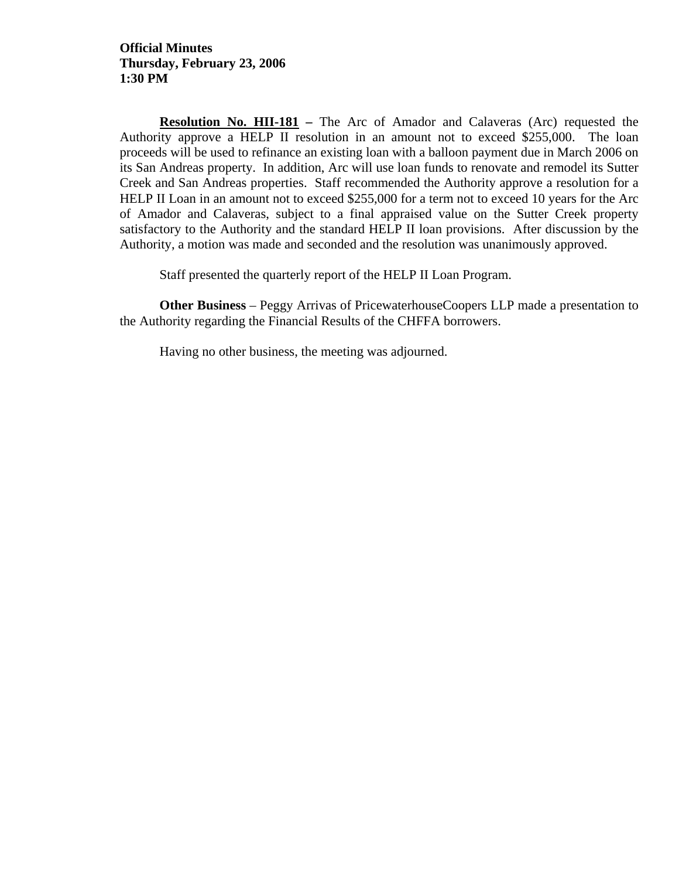**Resolution No. HII-181** – The Arc of Amador and Calaveras (Arc) requested the Authority approve a HELP II resolution in an amount not to exceed $255,000. The loan proceeds will be used to refinance an existing loan with a balloon payment due in March 2006 on its San Andreas property. In addition, Arc will use loan funds to renovate and remodel its Sutter Creek and San Andreas properties. Staff recommended the Authority approve a resolution for a HELP II Loan in an amount not to exceed $255,000 for a term not to exceed 10 years for the Arc of Amador and Calaveras, subject to a final appraised value on the Sutter Creek property satisfactory to the Authority and the standard HELP II loan provisions. After discussion by the Authority, a motion was made and seconded and the resolution was unanimously approved.

Staff presented the quarterly report of the HELP II Loan Program.

**Other Business** – Peggy Arrivas of PricewaterhouseCoopers LLP made a presentation to the Authority regarding the Financial Results of the CHFFA borrowers.

Having no other business, the meeting was adjourned.